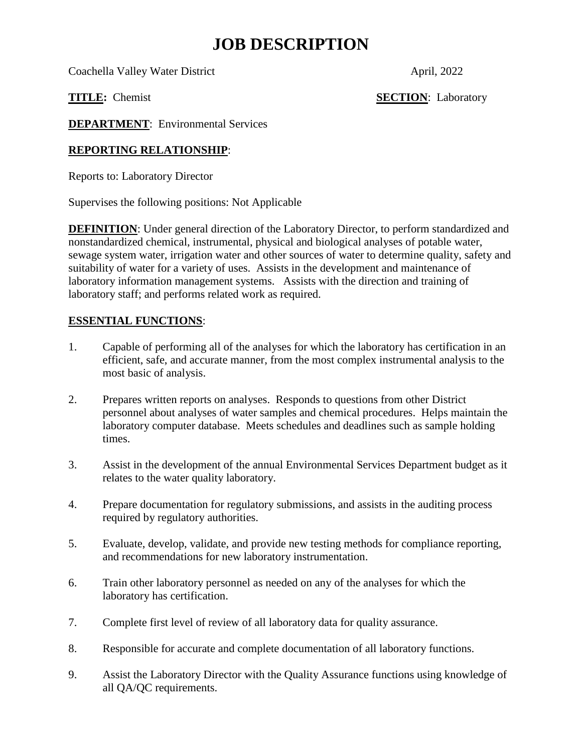# JOB DESCRIPTION

Coachella Valley Water District April, 2022

**TITLE:** Chemist **SECTION**: Laboratory

**DEPARTMENT**: Environmental Services

**REPORTING RELATIONSHIP**:

Reports to: Laboratory Director

Supervises the following positions: Not Applicable

**DEFINITION**: Under general direction of the Laboratory Director, to perform standardized and nonstandardized chemical, instrumental, physical and biological analyses of potable water, sewage system water, irrigation water and other sources of water to determine quality, safety and suitability of water for a variety of uses. Assists in the development and maintenance of laboratory information management systems. Assists with the direction and training of laboratory staff; and performs related work as required.

**ESSENTIAL FUNCTIONS**:

1. Capable of performing all of the analyses for which the laboratory has certification in an efficient, safe, and accurate manner, from the most complex instrumental analysis to the most basic of analysis.

2. Prepares written reports on analyses. Responds to questions from other District personnel about analyses of water samples and chemical procedures. Helps maintain the laboratory computer database. Meets schedules and deadlines such as sample holding times.

3. Assist in the development of the annual Environmental Services Department budget as it relates to the water quality laboratory.

4. Prepare documentation for regulatory submissions, and assists in the auditing process required by regulatory authorities.

5. Evaluate, develop, validate, and provide new testing methods for compliance reporting, and recommendations for new laboratory instrumentation.

6. Train other laboratory personnel as needed on any of the analyses for which the laboratory has certification.

7. Complete first level of review of all laboratory data for quality assurance.

8. Responsible for accurate and complete documentation of all laboratory functions.

9. Assist the Laboratory Director with the Quality Assurance functions using knowledge of all QA/QC requirements.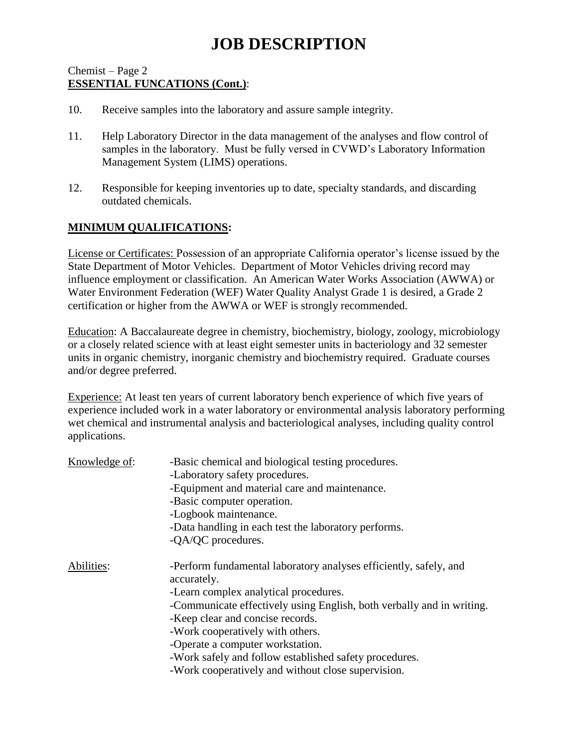# JOB DESCRIPTION

Chemist – Page 2

**ESSENTIAL FUNCATIONS (Cont.)**:

10. Receive samples into the laboratory and assure sample integrity.

11. Help Laboratory Director in the data management of the analyses and flow control of samples in the laboratory. Must be fully versed in CVWD's Laboratory Information Management System (LIMS) operations.

12. Responsible for keeping inventories up to date, specialty standards, and discarding outdated chemicals.

## MINIMUM QUALIFICATIONS:

License or Certificates: Possession of an appropriate California operator's license issued by the State Department of Motor Vehicles. Department of Motor Vehicles driving record may influence employment or classification. An American Water Works Association (AWWA) or Water Environment Federation (WEF) Water Quality Analyst Grade 1 is desired, a Grade 2 certification or higher from the AWWA or WEF is strongly recommended.

Education: A Baccalaureate degree in chemistry, biochemistry, biology, zoology, microbiology or a closely related science with at least eight semester units in bacteriology and 32 semester units in organic chemistry, inorganic chemistry and biochemistry required. Graduate courses and/or degree preferred.

Experience: At least ten years of current laboratory bench experience of which five years of experience included work in a water laboratory or environmental analysis laboratory performing wet chemical and instrumental analysis and bacteriological analyses, including quality control applications.

Knowledge of:

- Basic chemical and biological testing procedures.
- Laboratory safety procedures.
- Equipment and material care and maintenance.
- Basic computer operation.
- Logbook maintenance.
- Data handling in each test the laboratory performs.
- QA/QC procedures.

Abilities:

- Perform fundamental laboratory analyses efficiently, safely, and accurately.
- Learn complex analytical procedures.
- Communicate effectively using English, both verbally and in writing.
- Keep clear and concise records.
- Work cooperatively with others.
- Operate a computer workstation.
- Work safely and follow established safety procedures.
- Work cooperatively and without close supervision.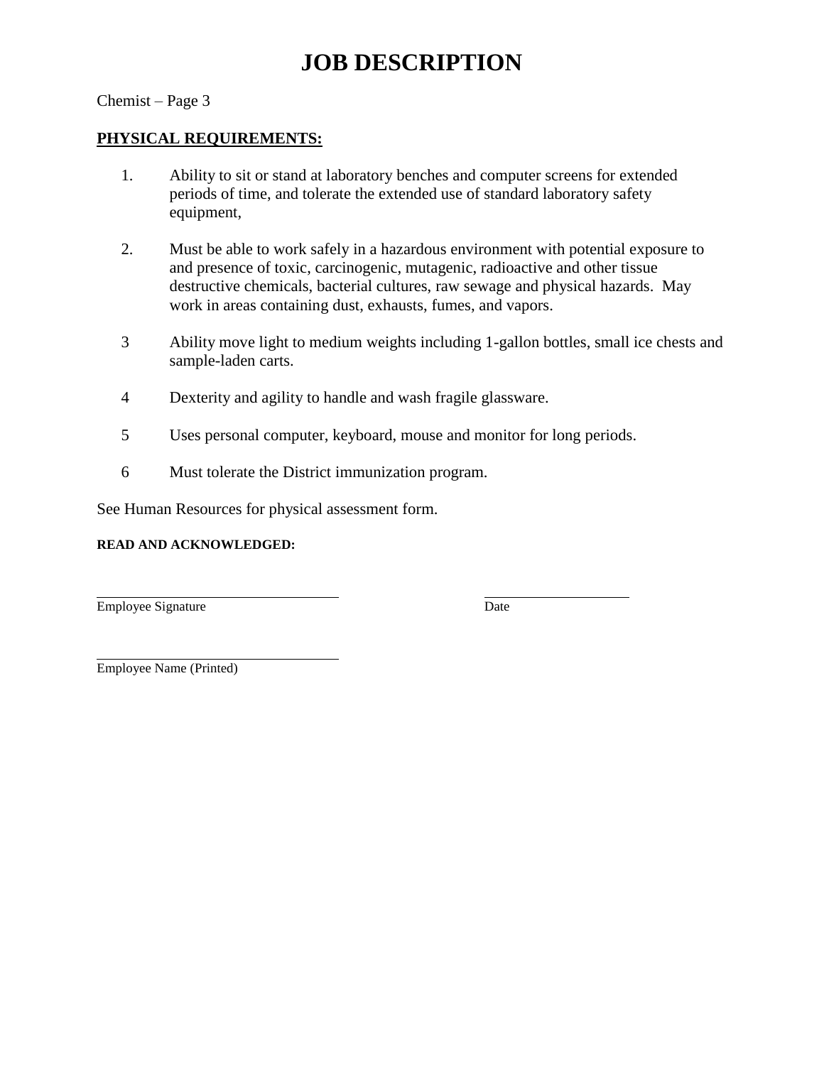# JOB DESCRIPTION

Chemist – Page 3

**PHYSICAL REQUIREMENTS:**

1. Ability to sit or stand at laboratory benches and computer screens for extended periods of time, and tolerate the extended use of standard laboratory safety equipment,

2. Must be able to work safely in a hazardous environment with potential exposure to and presence of toxic, carcinogenic, mutagenic, radioactive and other tissue destructive chemicals, bacterial cultures, raw sewage and physical hazards. May work in areas containing dust, exhausts, fumes, and vapors.

3 Ability move light to medium weights including 1-gallon bottles, small ice chests and sample-laden carts.

4 Dexterity and agility to handle and wash fragile glassware.

5 Uses personal computer, keyboard, mouse and monitor for long periods.

6 Must tolerate the District immunization program.

See Human Resources for physical assessment form.

**READ AND ACKNOWLEDGED:**

\_\_\_\_\_\_\_\_\_\_\_\_\_\_\_\_\_\_\_\_\_\_\_\_\_\_\_\_\_\_\_\_\_\_ \_\_\_\_\_\_\_\_\_\_\_\_\_\_\_\_\_\_\_\_
Employee Signature Date

\_\_\_\_\_\_\_\_\_\_\_\_\_\_\_\_\_\_\_\_\_\_\_\_\_\_\_\_\_\_\_\_\_\_
Employee Name (Printed)